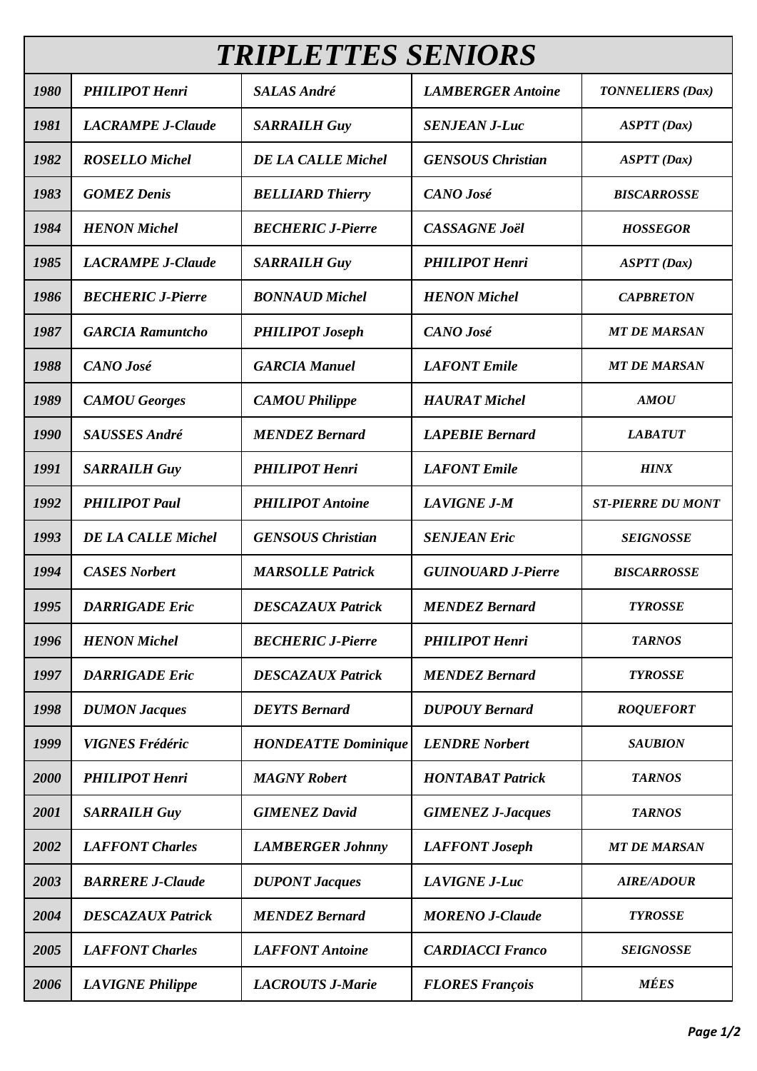# *TRIPLETTES SENIORS*

| | | | | |
|---|---|---|---|---|
| ***1980*** | ***PHILIPOT Henri*** | ***SALAS André*** | ***LAMBERGER Antoine*** | ***TONNELIERS (Dax)*** |
| ***1981*** | ***LACRAMPE J-Claude*** | ***SARRAILH Guy*** | ***SENJEAN J-Luc*** | ***ASPTT (Dax)*** |
| ***1982*** | ***ROSELLO Michel*** | ***DE LA CALLE Michel*** | ***GENSOUS Christian*** | ***ASPTT (Dax)*** |
| ***1983*** | ***GOMEZ Denis*** | ***BELLIARD Thierry*** | ***CANO José*** | ***BISCARROSSE*** |
| ***1984*** | ***HENON Michel*** | ***BECHERIC J-Pierre*** | ***CASSAGNE Joël*** | ***HOSSEGOR*** |
| ***1985*** | ***LACRAMPE J-Claude*** | ***SARRAILH Guy*** | ***PHILIPOT Henri*** | ***ASPTT (Dax)*** |
| ***1986*** | ***BECHERIC J-Pierre*** | ***BONNAUD Michel*** | ***HENON Michel*** | ***CAPBRETON*** |
| ***1987*** | ***GARCIA Ramuntcho*** | ***PHILIPOT Joseph*** | ***CANO José*** | ***MT DE MARSAN*** |
| ***1988*** | ***CANO José*** | ***GARCIA Manuel*** | ***LAFONT Emile*** | ***MT DE MARSAN*** |
| ***1989*** | ***CAMOU Georges*** | ***CAMOU Philippe*** | ***HAURAT Michel*** | ***AMOU*** |
| ***1990*** | ***SAUSSES André*** | ***MENDEZ Bernard*** | ***LAPEBIE Bernard*** | ***LABATUT*** |
| ***1991*** | ***SARRAILH Guy*** | ***PHILIPOT Henri*** | ***LAFONT Emile*** | ***HINX*** |
| ***1992*** | ***PHILIPOT Paul*** | ***PHILIPOT Antoine*** | ***LAVIGNE J-M*** | ***ST-PIERRE DU MONT*** |
| ***1993*** | ***DE LA CALLE Michel*** | ***GENSOUS Christian*** | ***SENJEAN Eric*** | ***SEIGNOSSE*** |
| ***1994*** | ***CASES Norbert*** | ***MARSOLLE Patrick*** | ***GUINOUARD J-Pierre*** | ***BISCARROSSE*** |
| ***1995*** | ***DARRIGADE Eric*** | ***DESCAZAUX Patrick*** | ***MENDEZ Bernard*** | ***TYROSSE*** |
| ***1996*** | ***HENON Michel*** | ***BECHERIC J-Pierre*** | ***PHILIPOT Henri*** | ***TARNOS*** |
| ***1997*** | ***DARRIGADE Eric*** | ***DESCAZAUX Patrick*** | ***MENDEZ Bernard*** | ***TYROSSE*** |
| ***1998*** | ***DUMON Jacques*** | ***DEYTS Bernard*** | ***DUPOUY Bernard*** | ***ROQUEFORT*** |
| ***1999*** | ***VIGNES Frédéric*** | ***HONDEATTE Dominique*** | ***LENDRE Norbert*** | ***SAUBION*** |
| ***2000*** | ***PHILIPOT Henri*** | ***MAGNY Robert*** | ***HONTABAT Patrick*** | ***TARNOS*** |
| ***2001*** | ***SARRAILH Guy*** | ***GIMENEZ David*** | ***GIMENEZ J-Jacques*** | ***TARNOS*** |
| ***2002*** | ***LAFFONT Charles*** | ***LAMBERGER Johnny*** | ***LAFFONT Joseph*** | ***MT DE MARSAN*** |
| ***2003*** | ***BARRERE J-Claude*** | ***DUPONT Jacques*** | ***LAVIGNE J-Luc*** | ***AIRE/ADOUR*** |
| ***2004*** | ***DESCAZAUX Patrick*** | ***MENDEZ Bernard*** | ***MORENO J-Claude*** | ***TYROSSE*** |
| ***2005*** | ***LAFFONT Charles*** | ***LAFFONT Antoine*** | ***CARDIACCI Franco*** | ***SEIGNOSSE*** |
| ***2006*** | ***LAVIGNE Philippe*** | ***LACROUTS J-Marie*** | ***FLORES François*** | ***MÉES*** |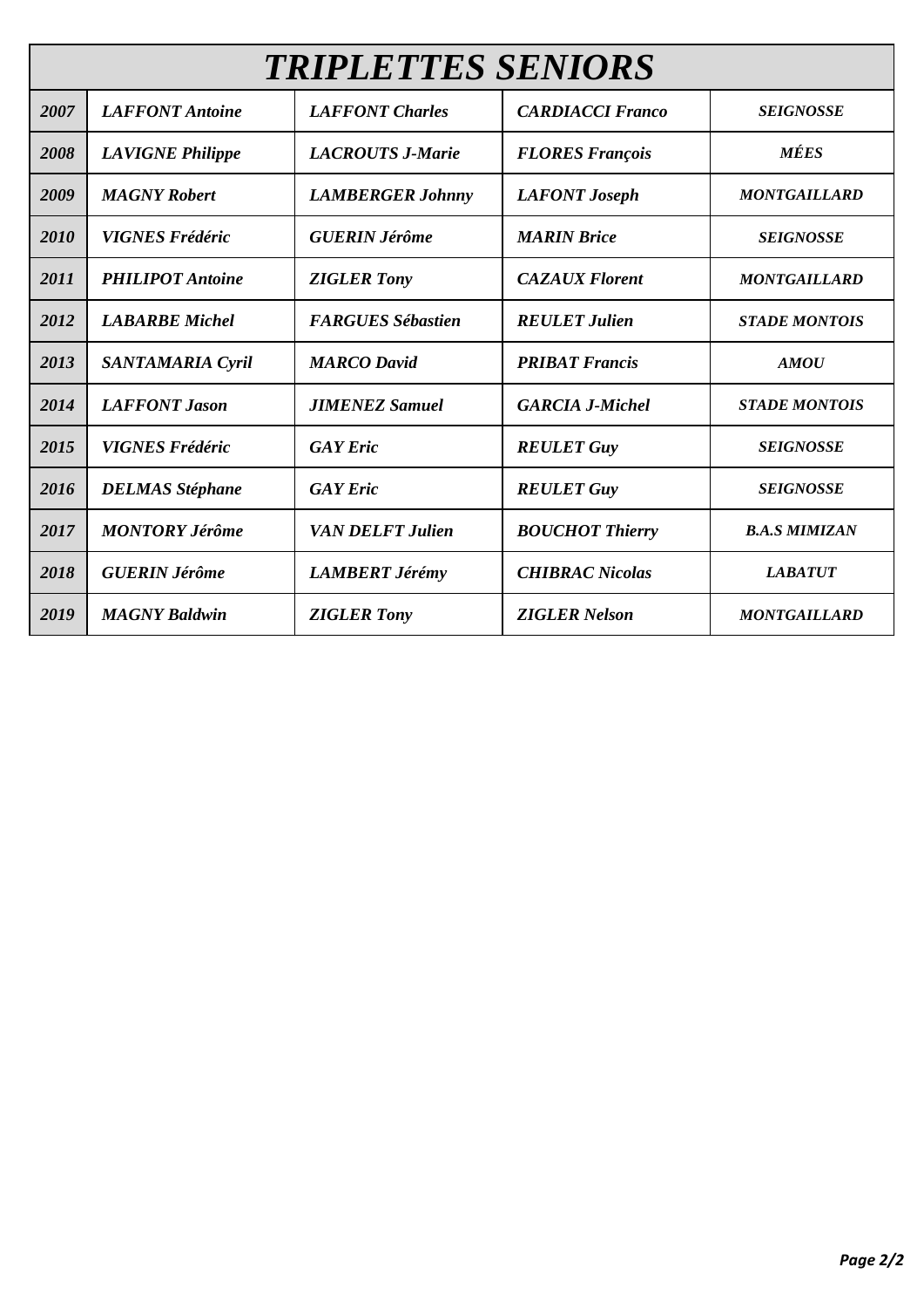| TRIPLETTES SENIORS | | | | |
|---|---|---|---|---|
| 2007 | LAFFONT Antoine | LAFFONT Charles | CARDIACCI Franco | SEIGNOSSE |
| 2008 | LAVIGNE Philippe | LACROUTS J-Marie | FLORES François | MÉES |
| 2009 | MAGNY Robert | LAMBERGER Johnny | LAFONT Joseph | MONTGAILLARD |
| 2010 | VIGNES Frédéric | GUERIN Jérôme | MARIN Brice | SEIGNOSSE |
| 2011 | PHILIPOT Antoine | ZIGLER Tony | CAZAUX Florent | MONTGAILLARD |
| 2012 | LABARBE Michel | FARGUES Sébastien | REULET Julien | STADE MONTOIS |
| 2013 | SANTAMARIA Cyril | MARCO David | PRIBAT Francis | AMOU |
| 2014 | LAFFONT Jason | JIMENEZ Samuel | GARCIA J-Michel | STADE MONTOIS |
| 2015 | VIGNES Frédéric | GAY Eric | REULET Guy | SEIGNOSSE |
| 2016 | DELMAS Stéphane | GAY Eric | REULET Guy | SEIGNOSSE |
| 2017 | MONTORY Jérôme | VAN DELFT Julien | BOUCHOT Thierry | B.A.S MIMIZAN |
| 2018 | GUERIN Jérôme | LAMBERT Jérémy | CHIBRAC Nicolas | LABATUT |
| 2019 | MAGNY Baldwin | ZIGLER Tony | ZIGLER Nelson | MONTGAILLARD |